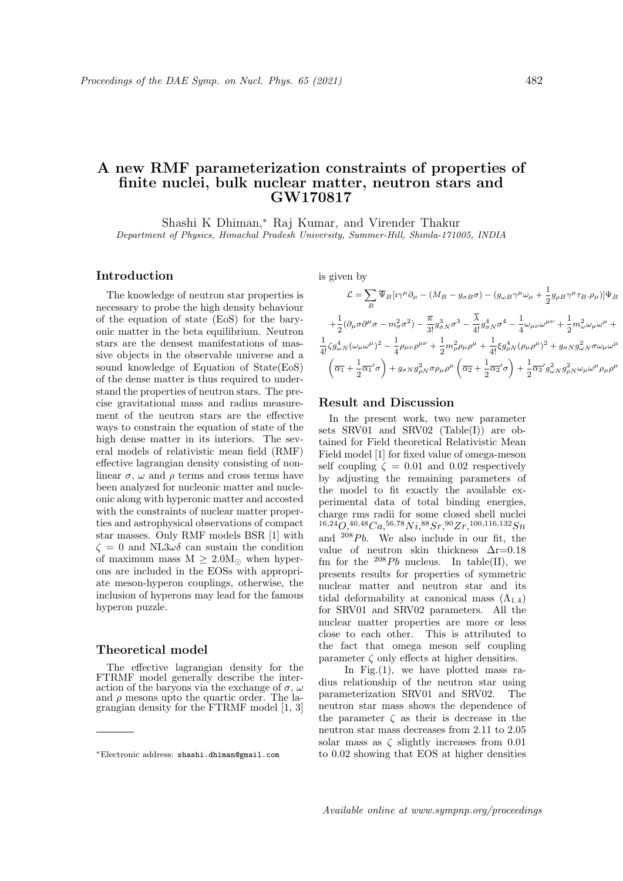# A new RMF parameterization constraints of properties of finite nuclei, bulk nuclear matter, neutron stars and GW170817

Shashi K Dhiman,* Raj Kumar, and Virender Thakur

*Department of Physics, Himachal Pradesh University, Summer-Hill, Shimla-171005, INDIA*

## Introduction

The knowledge of neutron star properties is necessary to probe the high density behaviour of the equation of state (EoS) for the baryonic matter in the beta equilibrium. Neutron stars are the densest manifestations of massive objects in the observable universe and a sound knowledge of Equation of State(EoS) of the dense matter is thus required to understand the properties of neutron stars. The precise gravitational mass and radius measurement of the neutron stars are the effective ways to constrain the equation of state of the high dense matter in its interiors. The several models of relativistic mean field (RMF) effective lagrangian density consisting of nonlinear $\sigma$, $\omega$ and $\rho$ terms and cross terms have been analyzed for nucleonic matter and nucleonic along with hyperonic matter and accosted with the constraints of nuclear matter properties and astrophysical observations of compact star masses. Only RMF models BSR [1] with $\zeta = 0$ and NL3$\omega\delta$ can sustain the condition of maximum mass M $\geq 2.0$M$_\odot$ when hyperons are included in the EOSs with appropriate meson-hyperon couplings, otherwise, the inclusion of hyperons may lead for the famous hyperon puzzle.

## Theoretical model

The effective lagrangian density for the FTRMF model generally describe the interaction of the baryons via the exchange of $\sigma$, $\omega$ and $\rho$ mesons upto the quartic order. The lagrangian density for the FTRMF model [1, 3] is given by

$$\mathcal{L} = \sum_B \overline{\Psi}_B[i\gamma^\mu\partial_\mu - (M_B - g_{\sigma B}\sigma) - (g_{\omega B}\gamma^\mu\omega_\mu + \frac{1}{2}g_{\rho B}\gamma^\mu\tau_B.\rho_\mu)]\Psi_B$$
$$+\frac{1}{2}(\partial_\mu\sigma\partial^\mu\sigma - m_\sigma^2\sigma^2) - \frac{\overline{\kappa}}{3!}g_{\sigma N}^3\sigma^3 - \frac{\overline{\lambda}}{4!}g_{\sigma N}^4\sigma^4 - \frac{1}{4}\omega_{\mu\nu}\omega^{\mu\nu} + \frac{1}{2}m_\omega^2\omega_\mu\omega^\mu +$$
$$\frac{1}{4!}\zeta g_{\omega N}^4(\omega_\mu\omega^\mu)^2 - \frac{1}{4}\rho_{\mu\nu}\rho^{\mu\nu} + \frac{1}{2}m_\rho^2\rho_\mu\rho^\mu + \frac{1}{4!}\xi g_{\rho N}^4(\rho_\mu\rho^\mu)^2 + g_{\sigma N}g_{\omega N}^2\sigma\omega_\mu\omega^\mu$$
$$\left(\overline{\alpha_1} + \frac{1}{2}\overline{\alpha_1}'\sigma\right) + g_{\sigma N}g_{\rho N}^2\sigma\rho_\mu\rho^\mu\left(\overline{\alpha_2} + \frac{1}{2}\overline{\alpha_2}'\sigma\right) + \frac{1}{2}\overline{\alpha_3}'g_{\omega N}^2g_{\rho N}^2\omega_\mu\omega^\mu\rho_\mu\rho^\mu$$

## Result and Discussion

In the present work, two new parameter sets SRV01 and SRV02 (Table(I)) are obtained for Field theoretical Relativistic Mean Field model [1] for fixed value of omega-meson self coupling $\zeta = 0.01$ and 0.02 respectively by adjusting the remaining parameters of the model to fit exactly the available experimental data of total binding energies, charge rms radii for some closed shell nuclei $^{16,24}O$, $^{40,48}Ca$, $^{56,78}Ni$, $^{88}Sr$, $^{90}Zr$, $^{100,116,132}Sn$ and $^{208}Pb$. We also include in our fit, the value of neutron skin thickness $\Delta$r=0.18 fm for the $^{208}Pb$ nucleus. In table(II), we presents results for properties of symmetric nuclear matter and neutron star and its tidal deformability at canonical mass ($\Lambda_{1.4}$) for SRV01 and SRV02 parameters. All the nuclear matter properties are more or less close to each other. This is attributed to the fact that omega meson self coupling parameter $\zeta$ only effects at higher densities.

In Fig.(1), we have plotted mass radius relationship of the neutron star using parameterization SRV01 and SRV02. The neutron star mass shows the dependence of the parameter $\zeta$ as their is decrease in the neutron star mass decreases from 2.11 to 2.05 solar mass as $\zeta$ slightly increases from 0.01 to 0.02 showing that EOS at higher densities

*Electronic address: shashi.dhiman@gmail.com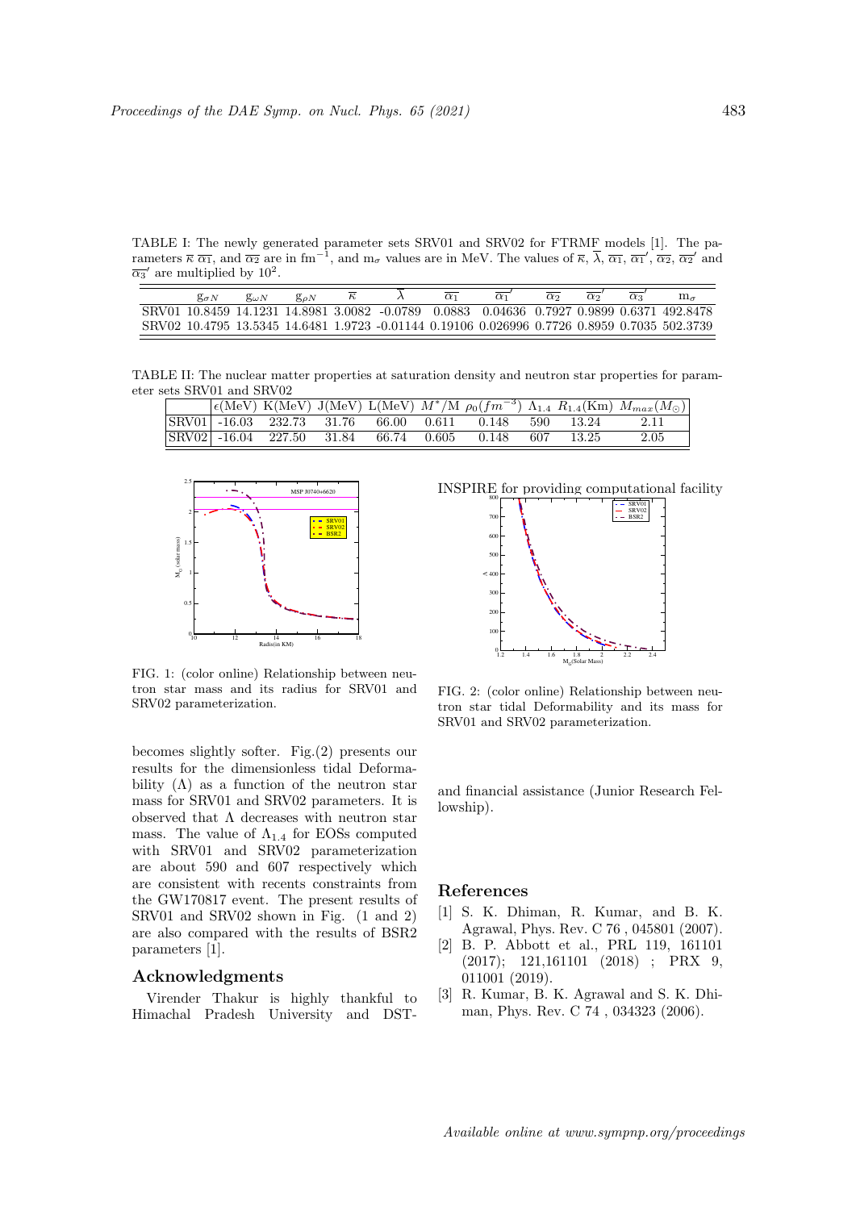TABLE I: The newly generated parameter sets SRV01 and SRV02 for FTRMF models [1]. The parameters $\overline{\kappa}$ $\overline{\alpha_1}$, and $\overline{\alpha_2}$ are in fm$^{-1}$, and m$_\sigma$ values are in MeV. The values of $\overline{\kappa}$, $\overline{\lambda}$, $\overline{\alpha_1}$, $\overline{\alpha_1}'$, $\overline{\alpha_2}$, $\overline{\alpha_2}'$ and $\overline{\alpha_3}'$ are multiplied by $10^2$.

| | $g_{\sigma N}$ | $g_{\omega N}$ | $g_{\rho N}$ | $\overline{\kappa}$ | $\overline{\lambda}$ | $\overline{\alpha_1}$ | $\overline{\alpha_1}'$ | $\overline{\alpha_2}$ | $\overline{\alpha_2}'$ | $\overline{\alpha_3}'$ | $m_\sigma$ |
|---|---|---|---|---|---|---|---|---|---|---|---|
| SRV01 | 10.8459 | 14.1231 | 14.8981 | 3.0082 | -0.0789 | 0.0883 | 0.04636 | 0.7927 | 0.9899 | 0.6371 | 492.8478 |
| SRV02 | 10.4795 | 13.5345 | 14.6481 | 1.9723 | -0.01144 | 0.19106 | 0.026996 | 0.7726 | 0.8959 | 0.7035 | 502.3739 |

TABLE II: The nuclear matter properties at saturation density and neutron star properties for parameter sets SRV01 and SRV02

| | $\epsilon$(MeV) | K(MeV) | J(MeV) | L(MeV) | $M^*/M$ | $\rho_0(fm^{-3})$ | $\Lambda_{1.4}$ | $R_{1.4}$(Km) | $M_{max}(M_\odot)$ |
|---|---|---|---|---|---|---|---|---|---|
| SRV01 | -16.03 | 232.73 | 31.76 | 66.00 | 0.611 | 0.148 | 590 | 13.24 | 2.11 |
| SRV02 | -16.04 | 227.50 | 31.84 | 66.74 | 0.605 | 0.148 | 607 | 13.25 | 2.05 |

MSP J0740+6620
SRV01
SRV02
BSR2
M$_G$ (solar mass)
Radius(in KM)

FIG. 1: (color online) Relationship between neutron star mass and its radius for SRV01 and SRV02 parameterization.

becomes slightly softer. Fig.(2) presents our results for the dimensionless tidal Deformability ($\Lambda$) as a function of the neutron star mass for SRV01 and SRV02 parameters. It is observed that $\Lambda$ decreases with neutron star mass. The value of $\Lambda_{1.4}$ for EOSs computed with SRV01 and SRV02 parameterization are about 590 and 607 respectively which are consistent with recents constraints from the GW170817 event. The present results of SRV01 and SRV02 shown in Fig. (1 and 2) are also compared with the results of BSR2 parameters [1].

## Acknowledgments

Virender Thakur is highly thankful to Himachal Pradesh University and DST-INSPIRE for providing computational facility and financial assistance (Junior Research Fellowship).

SRV01
SRV02
BSR2
$\Lambda$
M$_G$(Solar Mass)

FIG. 2: (color online) Relationship between neutron star tidal Deformability and its mass for SRV01 and SRV02 parameterization.

## References

[1] S. K. Dhiman, R. Kumar, and B. K. Agrawal, Phys. Rev. C 76 , 045801 (2007).

[2] B. P. Abbott et al., PRL 119, 161101 (2017); 121,161101 (2018) ; PRX 9, 011001 (2019).

[3] R. Kumar, B. K. Agrawal and S. K. Dhiman, Phys. Rev. C 74 , 034323 (2006).